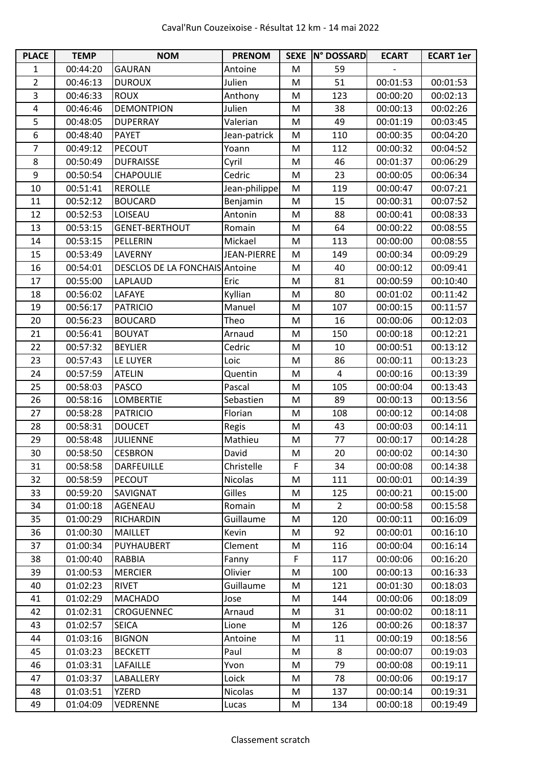Caval'Run Couzeixoise - Résultat 12 km - 14 mai 2022

| PLACE | TEMP | NOM | PRENOM | SEXE | N° DOSSARD | ECART | ECART 1er |
|---|---|---|---|---|---|---|---|
| 1 | 00:44:20 | GAURAN | Antoine | M | 59 | - | |
| 2 | 00:46:13 | DUROUX | Julien | M | 51 | 00:01:53 | 00:01:53 |
| 3 | 00:46:33 | ROUX | Anthony | M | 123 | 00:00:20 | 00:02:13 |
| 4 | 00:46:46 | DEMONTPION | Julien | M | 38 | 00:00:13 | 00:02:26 |
| 5 | 00:48:05 | DUPERRAY | Valerian | M | 49 | 00:01:19 | 00:03:45 |
| 6 | 00:48:40 | PAYET | Jean-patrick | M | 110 | 00:00:35 | 00:04:20 |
| 7 | 00:49:12 | PECOUT | Yoann | M | 112 | 00:00:32 | 00:04:52 |
| 8 | 00:50:49 | DUFRAISSE | Cyril | M | 46 | 00:01:37 | 00:06:29 |
| 9 | 00:50:54 | CHAPOULIE | Cedric | M | 23 | 00:00:05 | 00:06:34 |
| 10 | 00:51:41 | REROLLE | Jean-philippe | M | 119 | 00:00:47 | 00:07:21 |
| 11 | 00:52:12 | BOUCARD | Benjamin | M | 15 | 00:00:31 | 00:07:52 |
| 12 | 00:52:53 | LOISEAU | Antonin | M | 88 | 00:00:41 | 00:08:33 |
| 13 | 00:53:15 | GENET-BERTHOUT | Romain | M | 64 | 00:00:22 | 00:08:55 |
| 14 | 00:53:15 | PELLERIN | Mickael | M | 113 | 00:00:00 | 00:08:55 |
| 15 | 00:53:49 | LAVERNY | JEAN-PIERRE | M | 149 | 00:00:34 | 00:09:29 |
| 16 | 00:54:01 | DESCLOS DE LA FONCHAIS | Antoine | M | 40 | 00:00:12 | 00:09:41 |
| 17 | 00:55:00 | LAPLAUD | Eric | M | 81 | 00:00:59 | 00:10:40 |
| 18 | 00:56:02 | LAFAYE | Kyllian | M | 80 | 00:01:02 | 00:11:42 |
| 19 | 00:56:17 | PATRICIO | Manuel | M | 107 | 00:00:15 | 00:11:57 |
| 20 | 00:56:23 | BOUCARD | Theo | M | 16 | 00:00:06 | 00:12:03 |
| 21 | 00:56:41 | BOUYAT | Arnaud | M | 150 | 00:00:18 | 00:12:21 |
| 22 | 00:57:32 | BEYLIER | Cedric | M | 10 | 00:00:51 | 00:13:12 |
| 23 | 00:57:43 | LE LUYER | Loic | M | 86 | 00:00:11 | 00:13:23 |
| 24 | 00:57:59 | ATELIN | Quentin | M | 4 | 00:00:16 | 00:13:39 |
| 25 | 00:58:03 | PASCO | Pascal | M | 105 | 00:00:04 | 00:13:43 |
| 26 | 00:58:16 | LOMBERTIE | Sebastien | M | 89 | 00:00:13 | 00:13:56 |
| 27 | 00:58:28 | PATRICIO | Florian | M | 108 | 00:00:12 | 00:14:08 |
| 28 | 00:58:31 | DOUCET | Regis | M | 43 | 00:00:03 | 00:14:11 |
| 29 | 00:58:48 | JULIENNE | Mathieu | M | 77 | 00:00:17 | 00:14:28 |
| 30 | 00:58:50 | CESBRON | David | M | 20 | 00:00:02 | 00:14:30 |
| 31 | 00:58:58 | DARFEUILLE | Christelle | F | 34 | 00:00:08 | 00:14:38 |
| 32 | 00:58:59 | PECOUT | Nicolas | M | 111 | 00:00:01 | 00:14:39 |
| 33 | 00:59:20 | SAVIGNAT | Gilles | M | 125 | 00:00:21 | 00:15:00 |
| 34 | 01:00:18 | AGENEAU | Romain | M | 2 | 00:00:58 | 00:15:58 |
| 35 | 01:00:29 | RICHARDIN | Guillaume | M | 120 | 00:00:11 | 00:16:09 |
| 36 | 01:00:30 | MAILLET | Kevin | M | 92 | 00:00:01 | 00:16:10 |
| 37 | 01:00:34 | PUYHAUBERT | Clement | M | 116 | 00:00:04 | 00:16:14 |
| 38 | 01:00:40 | RABBIA | Fanny | F | 117 | 00:00:06 | 00:16:20 |
| 39 | 01:00:53 | MERCIER | Olivier | M | 100 | 00:00:13 | 00:16:33 |
| 40 | 01:02:23 | RIVET | Guillaume | M | 121 | 00:01:30 | 00:18:03 |
| 41 | 01:02:29 | MACHADO | Jose | M | 144 | 00:00:06 | 00:18:09 |
| 42 | 01:02:31 | CROGUENNEC | Arnaud | M | 31 | 00:00:02 | 00:18:11 |
| 43 | 01:02:57 | SEICA | Lione | M | 126 | 00:00:26 | 00:18:37 |
| 44 | 01:03:16 | BIGNON | Antoine | M | 11 | 00:00:19 | 00:18:56 |
| 45 | 01:03:23 | BECKETT | Paul | M | 8 | 00:00:07 | 00:19:03 |
| 46 | 01:03:31 | LAFAILLE | Yvon | M | 79 | 00:00:08 | 00:19:11 |
| 47 | 01:03:37 | LABALLERY | Loick | M | 78 | 00:00:06 | 00:19:17 |
| 48 | 01:03:51 | YZERD | Nicolas | M | 137 | 00:00:14 | 00:19:31 |
| 49 | 01:04:09 | VEDRENNE | Lucas | M | 134 | 00:00:18 | 00:19:49 |

Classement scratch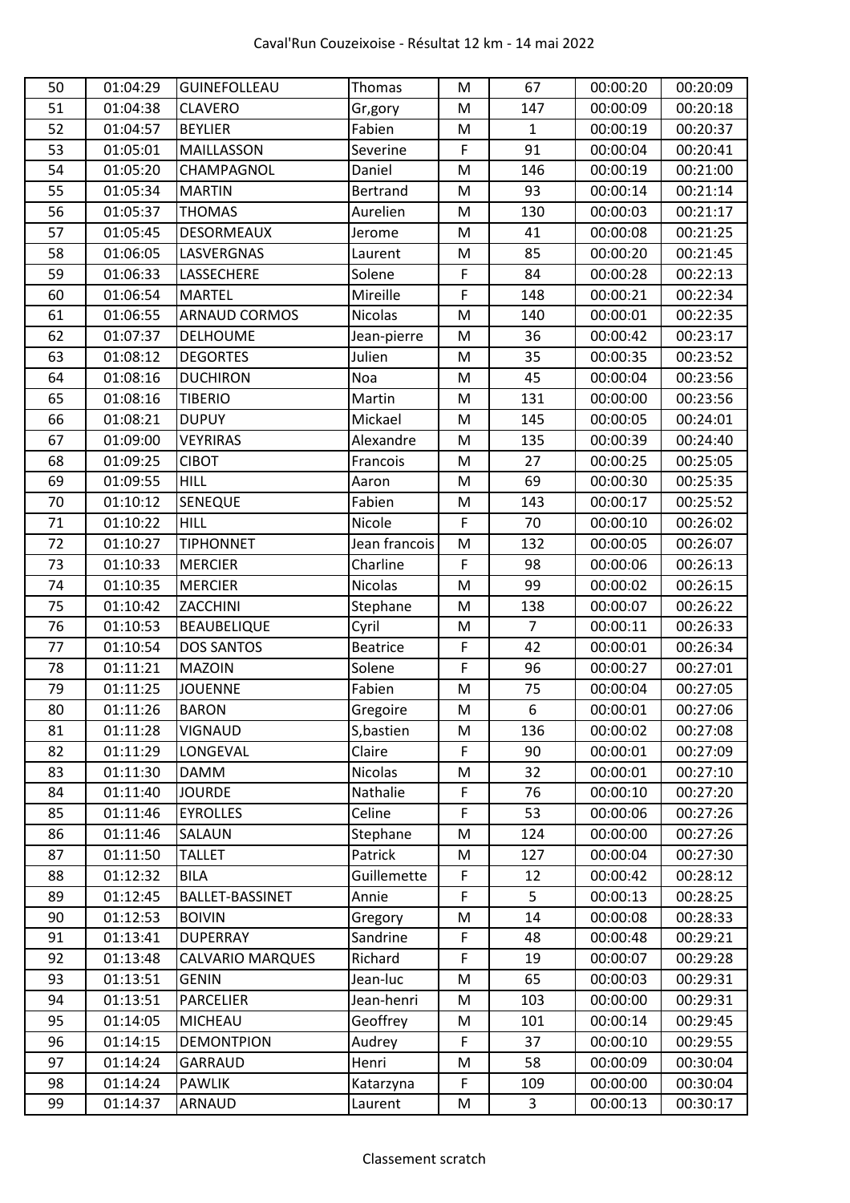| 50 | 01:04:29 | GUINEFOLLEAU | Thomas | M | 67 | 00:00:20 | 00:20:09 |
|---|---|---|---|---|---|---|---|
| 51 | 01:04:38 | CLAVERO | Gr,gory | M | 147 | 00:00:09 | 00:20:18 |
| 52 | 01:04:57 | BEYLIER | Fabien | M | 1 | 00:00:19 | 00:20:37 |
| 53 | 01:05:01 | MAILLASSON | Severine | F | 91 | 00:00:04 | 00:20:41 |
| 54 | 01:05:20 | CHAMPAGNOL | Daniel | M | 146 | 00:00:19 | 00:21:00 |
| 55 | 01:05:34 | MARTIN | Bertrand | M | 93 | 00:00:14 | 00:21:14 |
| 56 | 01:05:37 | THOMAS | Aurelien | M | 130 | 00:00:03 | 00:21:17 |
| 57 | 01:05:45 | DESORMEAUX | Jerome | M | 41 | 00:00:08 | 00:21:25 |
| 58 | 01:06:05 | LASVERGNAS | Laurent | M | 85 | 00:00:20 | 00:21:45 |
| 59 | 01:06:33 | LASSECHERE | Solene | F | 84 | 00:00:28 | 00:22:13 |
| 60 | 01:06:54 | MARTEL | Mireille | F | 148 | 00:00:21 | 00:22:34 |
| 61 | 01:06:55 | ARNAUD CORMOS | Nicolas | M | 140 | 00:00:01 | 00:22:35 |
| 62 | 01:07:37 | DELHOUME | Jean-pierre | M | 36 | 00:00:42 | 00:23:17 |
| 63 | 01:08:12 | DEGORTES | Julien | M | 35 | 00:00:35 | 00:23:52 |
| 64 | 01:08:16 | DUCHIRON | Noa | M | 45 | 00:00:04 | 00:23:56 |
| 65 | 01:08:16 | TIBERIO | Martin | M | 131 | 00:00:00 | 00:23:56 |
| 66 | 01:08:21 | DUPUY | Mickael | M | 145 | 00:00:05 | 00:24:01 |
| 67 | 01:09:00 | VEYRIRAS | Alexandre | M | 135 | 00:00:39 | 00:24:40 |
| 68 | 01:09:25 | CIBOT | Francois | M | 27 | 00:00:25 | 00:25:05 |
| 69 | 01:09:55 | HILL | Aaron | M | 69 | 00:00:30 | 00:25:35 |
| 70 | 01:10:12 | SENEQUE | Fabien | M | 143 | 00:00:17 | 00:25:52 |
| 71 | 01:10:22 | HILL | Nicole | F | 70 | 00:00:10 | 00:26:02 |
| 72 | 01:10:27 | TIPHONNET | Jean francois | M | 132 | 00:00:05 | 00:26:07 |
| 73 | 01:10:33 | MERCIER | Charline | F | 98 | 00:00:06 | 00:26:13 |
| 74 | 01:10:35 | MERCIER | Nicolas | M | 99 | 00:00:02 | 00:26:15 |
| 75 | 01:10:42 | ZACCHINI | Stephane | M | 138 | 00:00:07 | 00:26:22 |
| 76 | 01:10:53 | BEAUBELIQUE | Cyril | M | 7 | 00:00:11 | 00:26:33 |
| 77 | 01:10:54 | DOS SANTOS | Beatrice | F | 42 | 00:00:01 | 00:26:34 |
| 78 | 01:11:21 | MAZOIN | Solene | F | 96 | 00:00:27 | 00:27:01 |
| 79 | 01:11:25 | JOUENNE | Fabien | M | 75 | 00:00:04 | 00:27:05 |
| 80 | 01:11:26 | BARON | Gregoire | M | 6 | 00:00:01 | 00:27:06 |
| 81 | 01:11:28 | VIGNAUD | S,bastien | M | 136 | 00:00:02 | 00:27:08 |
| 82 | 01:11:29 | LONGEVAL | Claire | F | 90 | 00:00:01 | 00:27:09 |
| 83 | 01:11:30 | DAMM | Nicolas | M | 32 | 00:00:01 | 00:27:10 |
| 84 | 01:11:40 | JOURDE | Nathalie | F | 76 | 00:00:10 | 00:27:20 |
| 85 | 01:11:46 | EYROLLES | Celine | F | 53 | 00:00:06 | 00:27:26 |
| 86 | 01:11:46 | SALAUN | Stephane | M | 124 | 00:00:00 | 00:27:26 |
| 87 | 01:11:50 | TALLET | Patrick | M | 127 | 00:00:04 | 00:27:30 |
| 88 | 01:12:32 | BILA | Guillemette | F | 12 | 00:00:42 | 00:28:12 |
| 89 | 01:12:45 | BALLET-BASSINET | Annie | F | 5 | 00:00:13 | 00:28:25 |
| 90 | 01:12:53 | BOIVIN | Gregory | M | 14 | 00:00:08 | 00:28:33 |
| 91 | 01:13:41 | DUPERRAY | Sandrine | F | 48 | 00:00:48 | 00:29:21 |
| 92 | 01:13:48 | CALVARIO MARQUES | Richard | F | 19 | 00:00:07 | 00:29:28 |
| 93 | 01:13:51 | GENIN | Jean-luc | M | 65 | 00:00:03 | 00:29:31 |
| 94 | 01:13:51 | PARCELIER | Jean-henri | M | 103 | 00:00:00 | 00:29:31 |
| 95 | 01:14:05 | MICHEAU | Geoffrey | M | 101 | 00:00:14 | 00:29:45 |
| 96 | 01:14:15 | DEMONTPION | Audrey | F | 37 | 00:00:10 | 00:29:55 |
| 97 | 01:14:24 | GARRAUD | Henri | M | 58 | 00:00:09 | 00:30:04 |
| 98 | 01:14:24 | PAWLIK | Katarzyna | F | 109 | 00:00:00 | 00:30:04 |
| 99 | 01:14:37 | ARNAUD | Laurent | M | 3 | 00:00:13 | 00:30:17 |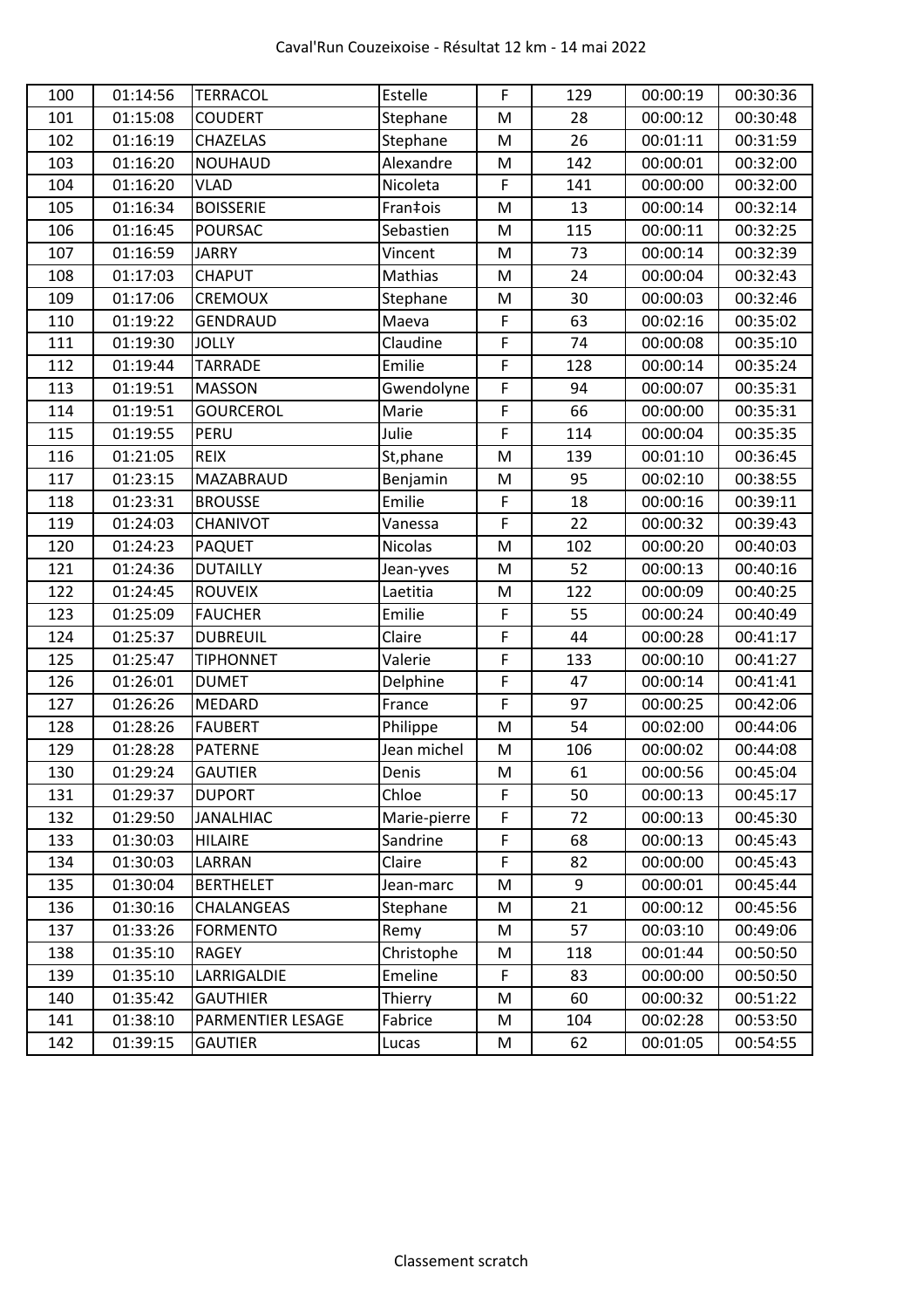| | | | | | | | |
|---|---|---|---|---|---|---|---|
| 100 | 01:14:56 | TERRACOL | Estelle | F | 129 | 00:00:19 | 00:30:36 |
| 101 | 01:15:08 | COUDERT | Stephane | M | 28 | 00:00:12 | 00:30:48 |
| 102 | 01:16:19 | CHAZELAS | Stephane | M | 26 | 00:01:11 | 00:31:59 |
| 103 | 01:16:20 | NOUHAUD | Alexandre | M | 142 | 00:00:01 | 00:32:00 |
| 104 | 01:16:20 | VLAD | Nicoleta | F | 141 | 00:00:00 | 00:32:00 |
| 105 | 01:16:34 | BOISSERIE | Fran‡ois | M | 13 | 00:00:14 | 00:32:14 |
| 106 | 01:16:45 | POURSAC | Sebastien | M | 115 | 00:00:11 | 00:32:25 |
| 107 | 01:16:59 | JARRY | Vincent | M | 73 | 00:00:14 | 00:32:39 |
| 108 | 01:17:03 | CHAPUT | Mathias | M | 24 | 00:00:04 | 00:32:43 |
| 109 | 01:17:06 | CREMOUX | Stephane | M | 30 | 00:00:03 | 00:32:46 |
| 110 | 01:19:22 | GENDRAUD | Maeva | F | 63 | 00:02:16 | 00:35:02 |
| 111 | 01:19:30 | JOLLY | Claudine | F | 74 | 00:00:08 | 00:35:10 |
| 112 | 01:19:44 | TARRADE | Emilie | F | 128 | 00:00:14 | 00:35:24 |
| 113 | 01:19:51 | MASSON | Gwendolyne | F | 94 | 00:00:07 | 00:35:31 |
| 114 | 01:19:51 | GOURCEROL | Marie | F | 66 | 00:00:00 | 00:35:31 |
| 115 | 01:19:55 | PERU | Julie | F | 114 | 00:00:04 | 00:35:35 |
| 116 | 01:21:05 | REIX | St,phane | M | 139 | 00:01:10 | 00:36:45 |
| 117 | 01:23:15 | MAZABRAUD | Benjamin | M | 95 | 00:02:10 | 00:38:55 |
| 118 | 01:23:31 | BROUSSE | Emilie | F | 18 | 00:00:16 | 00:39:11 |
| 119 | 01:24:03 | CHANIVOT | Vanessa | F | 22 | 00:00:32 | 00:39:43 |
| 120 | 01:24:23 | PAQUET | Nicolas | M | 102 | 00:00:20 | 00:40:03 |
| 121 | 01:24:36 | DUTAILLY | Jean-yves | M | 52 | 00:00:13 | 00:40:16 |
| 122 | 01:24:45 | ROUVEIX | Laetitia | M | 122 | 00:00:09 | 00:40:25 |
| 123 | 01:25:09 | FAUCHER | Emilie | F | 55 | 00:00:24 | 00:40:49 |
| 124 | 01:25:37 | DUBREUIL | Claire | F | 44 | 00:00:28 | 00:41:17 |
| 125 | 01:25:47 | TIPHONNET | Valerie | F | 133 | 00:00:10 | 00:41:27 |
| 126 | 01:26:01 | DUMET | Delphine | F | 47 | 00:00:14 | 00:41:41 |
| 127 | 01:26:26 | MEDARD | France | F | 97 | 00:00:25 | 00:42:06 |
| 128 | 01:28:26 | FAUBERT | Philippe | M | 54 | 00:02:00 | 00:44:06 |
| 129 | 01:28:28 | PATERNE | Jean michel | M | 106 | 00:00:02 | 00:44:08 |
| 130 | 01:29:24 | GAUTIER | Denis | M | 61 | 00:00:56 | 00:45:04 |
| 131 | 01:29:37 | DUPORT | Chloe | F | 50 | 00:00:13 | 00:45:17 |
| 132 | 01:29:50 | JANALHIAC | Marie-pierre | F | 72 | 00:00:13 | 00:45:30 |
| 133 | 01:30:03 | HILAIRE | Sandrine | F | 68 | 00:00:13 | 00:45:43 |
| 134 | 01:30:03 | LARRAN | Claire | F | 82 | 00:00:00 | 00:45:43 |
| 135 | 01:30:04 | BERTHELET | Jean-marc | M | 9 | 00:00:01 | 00:45:44 |
| 136 | 01:30:16 | CHALANGEAS | Stephane | M | 21 | 00:00:12 | 00:45:56 |
| 137 | 01:33:26 | FORMENTO | Remy | M | 57 | 00:03:10 | 00:49:06 |
| 138 | 01:35:10 | RAGEY | Christophe | M | 118 | 00:01:44 | 00:50:50 |
| 139 | 01:35:10 | LARRIGALDIE | Emeline | F | 83 | 00:00:00 | 00:50:50 |
| 140 | 01:35:42 | GAUTHIER | Thierry | M | 60 | 00:00:32 | 00:51:22 |
| 141 | 01:38:10 | PARMENTIER LESAGE | Fabrice | M | 104 | 00:02:28 | 00:53:50 |
| 142 | 01:39:15 | GAUTIER | Lucas | M | 62 | 00:01:05 | 00:54:55 |